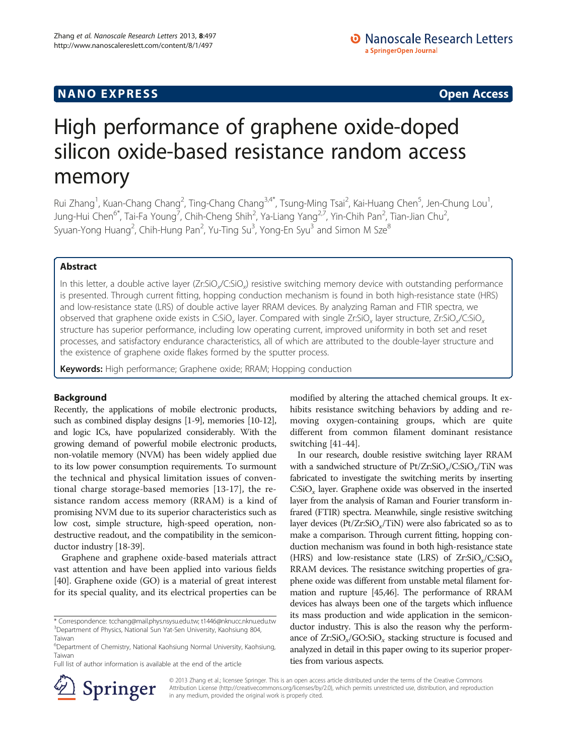**NANO EXPRESS** **Open Access**

# High performance of graphene oxide-doped silicon oxide-based resistance random access memory

Rui Zhang[1], Kuan-Chang Chang[2], Ting-Chang Chang[3,4*], Tsung-Ming Tsai[2], Kai-Huang Chen[5], Jen-Chung Lou[1], Jung-Hui Chen[6*], Tai-Fa Young[7], Chih-Cheng Shih[2], Ya-Liang Yang[2,7], Yin-Chih Pan[2], Tian-Jian Chu[2], Syuan-Yong Huang[2], Chih-Hung Pan[2], Yu-Ting Su[3], Yong-En Syu[3] and Simon M Sze[8]

## Abstract

In this letter, a double active layer (Zr:$SiO_x$/C:$SiO_x$) resistive switching memory device with outstanding performance is presented. Through current fitting, hopping conduction mechanism is found in both high-resistance state (HRS) and low-resistance state (LRS) of double active layer RRAM devices. By analyzing Raman and FTIR spectra, we observed that graphene oxide exists in C:$SiO_x$ layer. Compared with single Zr:$SiO_x$ layer structure, Zr:$SiO_x$/C:$SiO_x$ structure has superior performance, including low operating current, improved uniformity in both set and reset processes, and satisfactory endurance characteristics, all of which are attributed to the double-layer structure and the existence of graphene oxide flakes formed by the sputter process.

**Keywords:** High performance; Graphene oxide; RRAM; Hopping conduction

## Background

Recently, the applications of mobile electronic products, such as combined display designs [1-9], memories [10-12], and logic ICs, have popularized considerably. With the growing demand of powerful mobile electronic products, non-volatile memory (NVM) has been widely applied due to its low power consumption requirements. To surmount the technical and physical limitation issues of conventional charge storage-based memories [13-17], the resistance random access memory (RRAM) is a kind of promising NVM due to its superior characteristics such as low cost, simple structure, high-speed operation, nondestructive readout, and the compatibility in the semiconductor industry [18-39].

Graphene and graphene oxide-based materials attract vast attention and have been applied into various fields [40]. Graphene oxide (GO) is a material of great interest for its special quality, and its electrical properties can be modified by altering the attached chemical groups. It exhibits resistance switching behaviors by adding and removing oxygen-containing groups, which are quite different from common filament dominant resistance switching [41-44].

In our research, double resistive switching layer RRAM with a sandwiched structure of Pt/Zr:$SiO_x$/C:$SiO_x$/TiN was fabricated to investigate the switching merits by inserting C:$SiO_x$ layer. Graphene oxide was observed in the inserted layer from the analysis of Raman and Fourier transform infrared (FTIR) spectra. Meanwhile, single resistive switching layer devices (Pt/Zr:$SiO_x$/TiN) were also fabricated so as to make a comparison. Through current fitting, hopping conduction mechanism was found in both high-resistance state (HRS) and low-resistance state (LRS) of Zr:$SiO_x$/C:$SiO_x$ RRAM devices. The resistance switching properties of graphene oxide was different from unstable metal filament formation and rupture [45,46]. The performance of RRAM devices has always been one of the targets which influence its mass production and wide application in the semiconductor industry. This is also the reason why the performance of Zr:$SiO_x$/GO:$SiO_x$ stacking structure is focused and analyzed in detail in this paper owing to its superior properties from various aspects.

* Correspondence: tcchang@mail.phys.nsysu.edu.tw; t1446@nknucc.nknu.edu.tw
[3]Department of Physics, National Sun Yat-Sen University, Kaohsiung 804, Taiwan
[6]Department of Chemistry, National Kaohsiung Normal University, Kaohsiung, Taiwan
Full list of author information is available at the end of the article

© 2013 Zhang et al.; licensee Springer. This is an open access article distributed under the terms of the Creative Commons Attribution License (http://creativecommons.org/licenses/by/2.0), which permits unrestricted use, distribution, and reproduction in any medium, provided the original work is properly cited.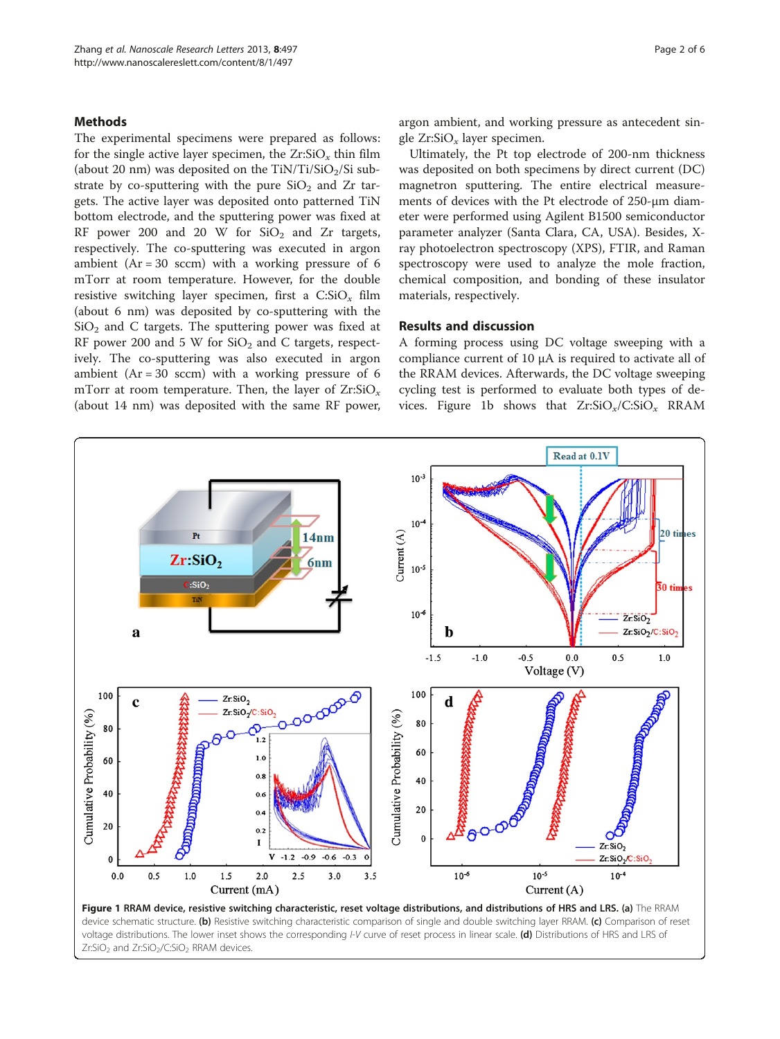## Methods

The experimental specimens were prepared as follows: for the single active layer specimen, the $Zr:SiO_x$ thin film (about 20 nm) was deposited on the $TiN/Ti/SiO_2/Si$ substrate by co-sputtering with the pure $SiO_2$ and Zr targets. The active layer was deposited onto patterned TiN bottom electrode, and the sputtering power was fixed at RF power 200 and 20 W for $SiO_2$ and Zr targets, respectively. The co-sputtering was executed in argon ambient (Ar = 30 sccm) with a working pressure of 6 mTorr at room temperature. However, for the double resistive switching layer specimen, first a $C:SiO_x$ film (about 6 nm) was deposited by co-sputtering with the $SiO_2$ and C targets. The sputtering power was fixed at RF power 200 and 5 W for $SiO_2$ and C targets, respectively. The co-sputtering was also executed in argon ambient (Ar = 30 sccm) with a working pressure of 6 mTorr at room temperature. Then, the layer of $Zr:SiO_x$ (about 14 nm) was deposited with the same RF power, argon ambient, and working pressure as antecedent single $Zr:SiO_x$ layer specimen.

Ultimately, the Pt top electrode of 200-nm thickness was deposited on both specimens by direct current (DC) magnetron sputtering. The entire electrical measurements of devices with the Pt electrode of 250-μm diameter were performed using Agilent B1500 semiconductor parameter analyzer (Santa Clara, CA, USA). Besides, X-ray photoelectron spectroscopy (XPS), FTIR, and Raman spectroscopy were used to analyze the mole fraction, chemical composition, and bonding of these insulator materials, respectively.

## Results and discussion

A forming process using DC voltage sweeping with a compliance current of 10 μA is required to activate all of the RRAM devices. Afterwards, the DC voltage sweeping cycling test is performed to evaluate both types of devices. Figure 1b shows that $Zr:SiO_x/C:SiO_x$ RRAM

**Figure 1 RRAM device, resistive switching characteristic, reset voltage distributions, and distributions of HRS and LRS. (a)** The RRAM device schematic structure. **(b)** Resistive switching characteristic comparison of single and double switching layer RRAM. **(c)** Comparison of reset voltage distributions. The lower inset shows the corresponding *I-V* curve of reset process in linear scale. **(d)** Distributions of HRS and LRS of $Zr:SiO_2$ and $Zr:SiO_2/C:SiO_2$ RRAM devices.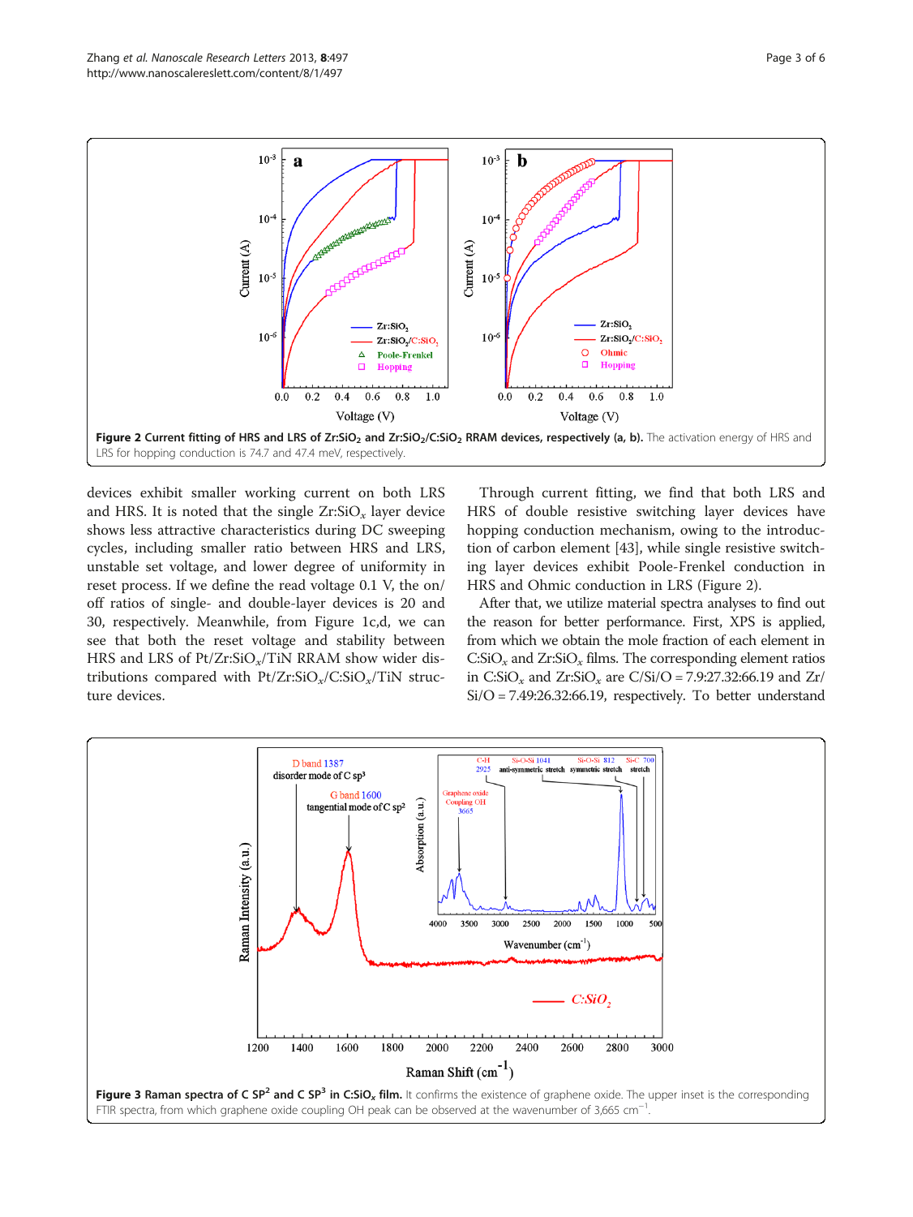Figure 2 Current fitting of HRS and LRS of Zr:$SiO_2$ and Zr:$SiO_2$/C:$SiO_2$ RRAM devices, respectively (a, b). The activation energy of HRS and LRS for hopping conduction is 74.7 and 47.4 meV, respectively.

devices exhibit smaller working current on both LRS and HRS. It is noted that the single Zr:$SiO_x$ layer device shows less attractive characteristics during DC sweeping cycles, including smaller ratio between HRS and LRS, unstable set voltage, and lower degree of uniformity in reset process. If we define the read voltage 0.1 V, the on/off ratios of single- and double-layer devices is 20 and 30, respectively. Meanwhile, from Figure 1c,d, we can see that both the reset voltage and stability between HRS and LRS of Pt/Zr:$SiO_x$/TiN RRAM show wider distributions compared with Pt/Zr:$SiO_x$/C:$SiO_x$/TiN structure devices.

Through current fitting, we find that both LRS and HRS of double resistive switching layer devices have hopping conduction mechanism, owing to the introduction of carbon element [43], while single resistive switching layer devices exhibit Poole-Frenkel conduction in HRS and Ohmic conduction in LRS (Figure 2).

After that, we utilize material spectra analyses to find out the reason for better performance. First, XPS is applied, from which we obtain the mole fraction of each element in C:$SiO_x$ and Zr:$SiO_x$ films. The corresponding element ratios in C:$SiO_x$ and Zr:$SiO_x$ are C/Si/O = 7.9:27.32:66.19 and Zr/Si/O = 7.49:26.32:66.19, respectively. To better understand

Figure 3 Raman spectra of C $SP^2$ and C $SP^3$ in C:$SiO_x$ film. It confirms the existence of graphene oxide. The upper inset is the corresponding FTIR spectra, from which graphene oxide coupling OH peak can be observed at the wavenumber of 3,665 $cm^{-1}$.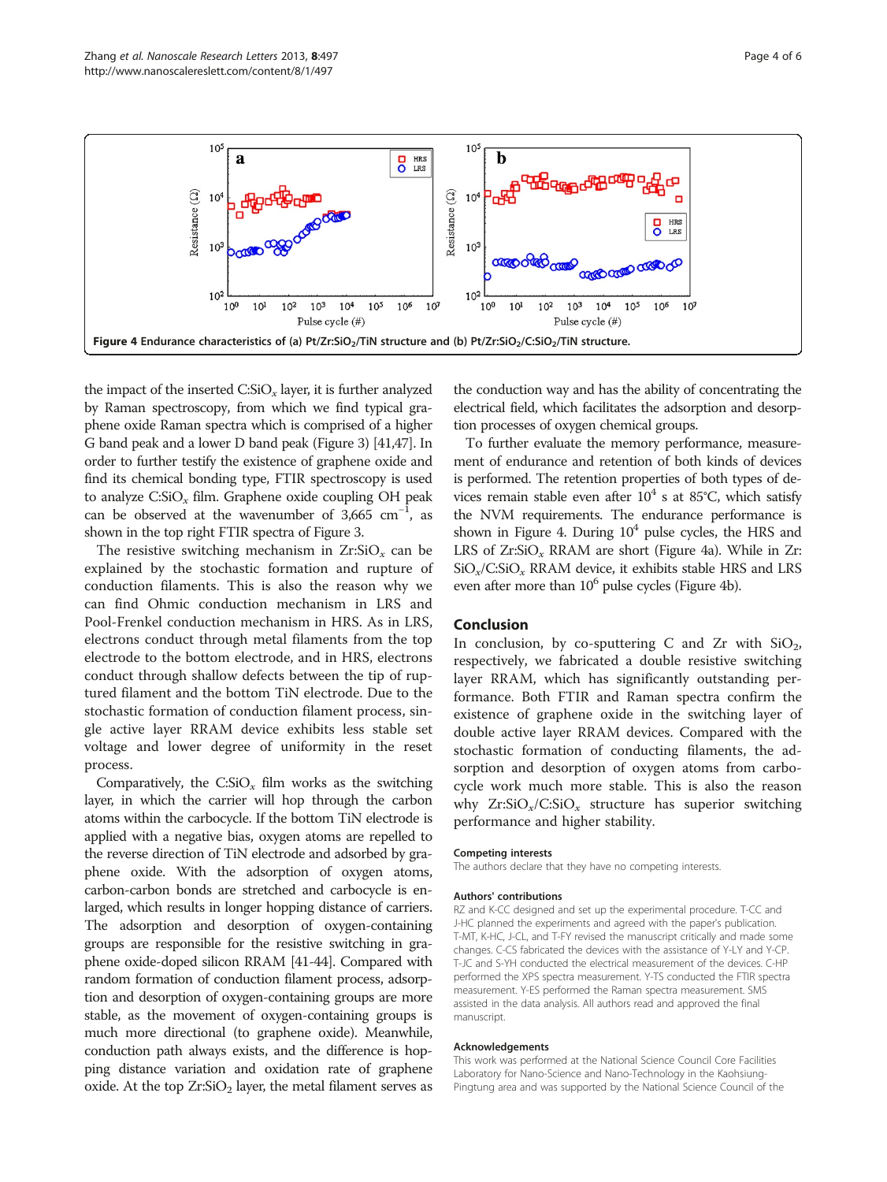Figure 4 Endurance characteristics of (a) Pt/Zr:$SiO_2$/TiN structure and (b) Pt/Zr:$SiO_2$/C:$SiO_2$/TiN structure.

the impact of the inserted C:$SiO_x$ layer, it is further analyzed by Raman spectroscopy, from which we find typical graphene oxide Raman spectra which is comprised of a higher G band peak and a lower D band peak (Figure 3) [41,47]. In order to further testify the existence of graphene oxide and find its chemical bonding type, FTIR spectroscopy is used to analyze C:$SiO_x$ film. Graphene oxide coupling OH peak can be observed at the wavenumber of 3,665 $cm^{-1}$, as shown in the top right FTIR spectra of Figure 3.

The resistive switching mechanism in Zr:$SiO_x$ can be explained by the stochastic formation and rupture of conduction filaments. This is also the reason why we can find Ohmic conduction mechanism in LRS and Pool-Frenkel conduction mechanism in HRS. As in LRS, electrons conduct through metal filaments from the top electrode to the bottom electrode, and in HRS, electrons conduct through shallow defects between the tip of ruptured filament and the bottom TiN electrode. Due to the stochastic formation of conduction filament process, single active layer RRAM device exhibits less stable set voltage and lower degree of uniformity in the reset process.

Comparatively, the C:$SiO_x$ film works as the switching layer, in which the carrier will hop through the carbon atoms within the carbocycle. If the bottom TiN electrode is applied with a negative bias, oxygen atoms are repelled to the reverse direction of TiN electrode and adsorbed by graphene oxide. With the adsorption of oxygen atoms, carbon-carbon bonds are stretched and carbocycle is enlarged, which results in longer hopping distance of carriers. The adsorption and desorption of oxygen-containing groups are responsible for the resistive switching in graphene oxide-doped silicon RRAM [41-44]. Compared with random formation of conduction filament process, adsorption and desorption of oxygen-containing groups are more stable, as the movement of oxygen-containing groups is much more directional (to graphene oxide). Meanwhile, conduction path always exists, and the difference is hopping distance variation and oxidation rate of graphene oxide. At the top Zr:$SiO_2$ layer, the metal filament serves as the conduction way and has the ability of concentrating the electrical field, which facilitates the adsorption and desorption processes of oxygen chemical groups.

To further evaluate the memory performance, measurement of endurance and retention of both kinds of devices is performed. The retention properties of both types of devices remain stable even after $10^4$ s at 85°C, which satisfy the NVM requirements. The endurance performance is shown in Figure 4. During $10^4$ pulse cycles, the HRS and LRS of Zr:$SiO_x$ RRAM are short (Figure 4a). While in Zr:$SiO_x$/C:$SiO_x$ RRAM device, it exhibits stable HRS and LRS even after more than $10^6$ pulse cycles (Figure 4b).

## Conclusion

In conclusion, by co-sputtering C and Zr with $SiO_2$, respectively, we fabricated a double resistive switching layer RRAM, which has significantly outstanding performance. Both FTIR and Raman spectra confirm the existence of graphene oxide in the switching layer of double active layer RRAM devices. Compared with the stochastic formation of conducting filaments, the adsorption and desorption of oxygen atoms from carbocycle work much more stable. This is also the reason why Zr:$SiO_x$/C:$SiO_x$ structure has superior switching performance and higher stability.

### Competing interests

The authors declare that they have no competing interests.

### Authors' contributions

RZ and K-CC designed and set up the experimental procedure. T-CC and J-HC planned the experiments and agreed with the paper's publication. T-MT, K-HC, J-CL, and T-FY revised the manuscript critically and made some changes. C-CS fabricated the devices with the assistance of Y-LY and Y-CP. T-JC and S-YH conducted the electrical measurement of the devices. C-HP performed the XPS spectra measurement. Y-TS conducted the FTIR spectra measurement. Y-ES performed the Raman spectra measurement. SMS assisted in the data analysis. All authors read and approved the final manuscript.

### Acknowledgements

This work was performed at the National Science Council Core Facilities Laboratory for Nano-Science and Nano-Technology in the Kaohsiung-Pingtung area and was supported by the National Science Council of the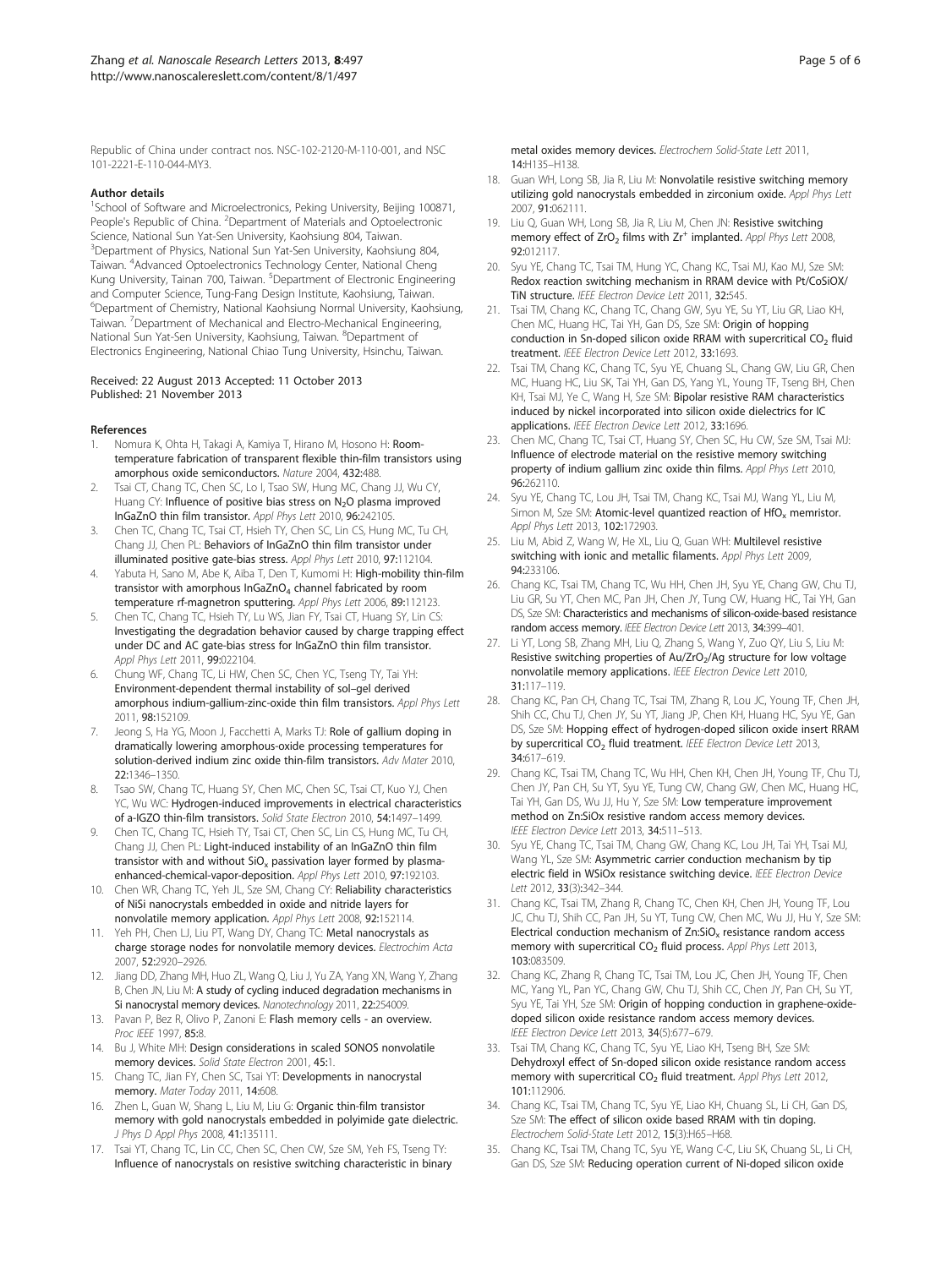Republic of China under contract nos. NSC-102-2120-M-110-001, and NSC 101-2221-E-110-044-MY3.

#### Author details

[1]School of Software and Microelectronics, Peking University, Beijing 100871, People's Republic of China. [2]Department of Materials and Optoelectronic Science, National Sun Yat-Sen University, Kaohsiung 804, Taiwan. [3]Department of Physics, National Sun Yat-Sen University, Kaohsiung 804, Taiwan. [4]Advanced Optoelectronics Technology Center, National Cheng Kung University, Tainan 700, Taiwan. [5]Department of Electronic Engineering and Computer Science, Tung-Fang Design Institute, Kaohsiung, Taiwan. [6]Department of Chemistry, National Kaohsiung Normal University, Kaohsiung, Taiwan. [7]Department of Mechanical and Electro-Mechanical Engineering, National Sun Yat-Sen University, Kaohsiung, Taiwan. [8]Department of Electronics Engineering, National Chiao Tung University, Hsinchu, Taiwan.

Received: 22 August 2013 Accepted: 11 October 2013
Published: 21 November 2013

#### References

1. Nomura K, Ohta H, Takagi A, Kamiya T, Hirano M, Hosono H: **Room-temperature fabrication of transparent flexible thin-film transistors using amorphous oxide semiconductors.** *Nature* 2004, **432**:488.
2. Tsai CT, Chang TC, Chen SC, Lo I, Tsao SW, Hung MC, Chang JJ, Wu CY, Huang CY: **Influence of positive bias stress on $N_2O$ plasma improved InGaZnO thin film transistor.** *Appl Phys Lett* 2010, **96**:242105.
3. Chen TC, Chang TC, Tsai CT, Hsieh TY, Chen SC, Lin CS, Hung MC, Tu CH, Chang JJ, Chen PL: **Behaviors of InGaZnO thin film transistor under illuminated positive gate-bias stress.** *Appl Phys Lett* 2010, **97**:112104.
4. Yabuta H, Sano M, Abe K, Aiba T, Den T, Kumomi H: **High-mobility thin-film transistor with amorphous $InGaZnO_4$ channel fabricated by room temperature rf-magnetron sputtering.** *Appl Phys Lett* 2006, **89**:112123.
5. Chen TC, Chang TC, Hsieh TY, Lu WS, Jian FY, Tsai CT, Huang SY, Lin CS: **Investigating the degradation behavior caused by charge trapping effect under DC and AC gate-bias stress for InGaZnO thin film transistor.** *Appl Phys Lett* 2011, **99**:022104.
6. Chung WF, Chang TC, Li HW, Chen SC, Chen YC, Tseng TY, Tai YH: **Environment-dependent thermal instability of sol–gel derived amorphous indium-gallium-zinc oxide thin film transistors.** *Appl Phys Lett* 2011, **98**:152109.
7. Jeong S, Ha YG, Moon J, Facchetti A, Marks TJ: **Role of gallium doping in dramatically lowering amorphous-oxide processing temperatures for solution-derived indium zinc oxide thin-film transistors.** *Adv Mater* 2010, **22**:1346–1350.
8. Tsao SW, Chang TC, Huang SY, Chen MC, Chen SC, Tsai CT, Kuo YJ, Chen YC, Wu WC: **Hydrogen-induced improvements in electrical characteristics of a-IGZO thin-film transistors.** *Solid State Electron* 2010, **54**:1497–1499.
9. Chen TC, Chang TC, Hsieh TY, Tsai CT, Chen SC, Lin CS, Hung MC, Tu CH, Chang JJ, Chen PL: **Light-induced instability of an InGaZnO thin film transistor with and without $SiO_x$ passivation layer formed by plasma-enhanced-chemical-vapor-deposition.** *Appl Phys Lett* 2010, **97**:192103.
10. Chen WR, Chang TC, Yeh JL, Sze SM, Chang CY: **Reliability characteristics of NiSi nanocrystals embedded in oxide and nitride layers for nonvolatile memory application.** *Appl Phys Lett* 2008, **92**:152114.
11. Yeh PH, Chen LJ, Liu PT, Wang DY, Chang TC: **Metal nanocrystals as charge storage nodes for nonvolatile memory devices.** *Electrochim Acta* 2007, **52**:2920–2926.
12. Jiang DD, Zhang MH, Huo ZL, Wang Q, Liu J, Yu ZA, Yang XN, Wang Y, Zhang B, Chen JN, Liu M: **A study of cycling induced degradation mechanisms in Si nanocrystal memory devices.** *Nanotechnology* 2011, **22**:254009.
13. Pavan P, Bez R, Olivo P, Zanoni E: **Flash memory cells - an overview.** *Proc IEEE* 1997, **85**:8.
14. Bu J, White MH: **Design considerations in scaled SONOS nonvolatile memory devices.** *Solid State Electron* 2001, **45**:1.
15. Chang TC, Jian FY, Chen SC, Tsai YT: **Developments in nanocrystal memory.** *Mater Today* 2011, **14**:608.
16. Zhen L, Guan W, Shang L, Liu M, Liu G: **Organic thin-film transistor memory with gold nanocrystals embedded in polyimide gate dielectric.** *J Phys D Appl Phys* 2008, **41**:135111.
17. Tsai YT, Chang TC, Lin CC, Chen SC, Chen CW, Sze SM, Yeh FS, Tseng TY: **Influence of nanocrystals on resistive switching characteristic in binary metal oxides memory devices.** *Electrochem Solid-State Lett* 2011, **14**:H135–H138.
18. Guan WH, Long SB, Jia R, Liu M: **Nonvolatile resistive switching memory utilizing gold nanocrystals embedded in zirconium oxide.** *Appl Phys Lett* 2007, **91**:062111.
19. Liu Q, Guan WH, Long SB, Jia R, Liu M, Chen JN: **Resistive switching memory effect of $ZrO_2$ films with $Zr^+$ implanted.** *Appl Phys Lett* 2008, **92**:012117.
20. Syu YE, Chang TC, Tsai TM, Hung YC, Chang KC, Tsai MJ, Kao MJ, Sze SM: **Redox reaction switching mechanism in RRAM device with Pt/CoSiOX/TiN structure.** *IEEE Electron Device Lett* 2011, **32**:545.
21. Tsai TM, Chang KC, Chang TC, Chang GW, Syu YE, Su YT, Liu GR, Liao KH, Chen MC, Huang HC, Tai YH, Gan DS, Sze SM: **Origin of hopping conduction in Sn-doped silicon oxide RRAM with supercritical $CO_2$ fluid treatment.** *IEEE Electron Device Lett* 2012, **33**:1693.
22. Tsai TM, Chang KC, Chang TC, Syu YE, Chuang SL, Chang GW, Liu GR, Chen MC, Huang HC, Liu SK, Tai YH, Gan DS, Yang YL, Young TF, Tseng BH, Chen KH, Tsai MJ, Ye C, Wang H, Sze SM: **Bipolar resistive RAM characteristics induced by nickel incorporated into silicon oxide dielectrics for IC applications.** *IEEE Electron Device Lett* 2012, **33**:1696.
23. Chen MC, Chang TC, Tsai CT, Huang SY, Chen SC, Hu CW, Sze SM, Tsai MJ: **Influence of electrode material on the resistive memory switching property of indium gallium zinc oxide thin films.** *Appl Phys Lett* 2010, **96**:262110.
24. Syu YE, Chang TC, Lou JH, Tsai TM, Chang KC, Tsai MJ, Wang YL, Liu M, Simon M, Sze SM: **Atomic-level quantized reaction of $HfO_x$ memristor.** *Appl Phys Lett* 2013, **102**:172903.
25. Liu M, Abid Z, Wang W, He XL, Liu Q, Guan WH: **Multilevel resistive switching with ionic and metallic filaments.** *Appl Phys Lett* 2009, **94**:233106.
26. Chang KC, Tsai TM, Chang TC, Wu HH, Chen JH, Syu YE, Chang GW, Chu TJ, Liu GR, Su YT, Chen MC, Pan JH, Chen JY, Tung CW, Huang HC, Tai YH, Gan DS, Sze SM: **Characteristics and mechanisms of silicon-oxide-based resistance random access memory.** *IEEE Electron Device Lett* 2013, **34**:399–401.
27. Li YT, Long SB, Zhang MH, Liu Q, Zhang S, Wang Y, Zuo QY, Liu S, Liu M: **Resistive switching properties of Au/$ZrO_2$/Ag structure for low voltage nonvolatile memory applications.** *IEEE Electron Device Lett* 2010, **31**:117–119.
28. Chang KC, Pan CH, Chang TC, Tsai TM, Zhang R, Lou JC, Young TF, Chen JH, Shih CC, Chu TJ, Chen JY, Su YT, Jiang JP, Chen KH, Huang HC, Syu YE, Gan DS, Sze SM: **Hopping effect of hydrogen-doped silicon oxide insert RRAM by supercritical $CO_2$ fluid treatment.** *IEEE Electron Device Lett* 2013, **34**:617–619.
29. Chang KC, Tsai TM, Chang TC, Wu HH, Chen KH, Chen JH, Young TF, Chu TJ, Chen JY, Pan CH, Su YT, Syu YE, Tung CW, Chang GW, Chen MC, Huang HC, Tai YH, Gan DS, Wu JJ, Hu Y, Sze SM: **Low temperature improvement method on Zn:SiOx resistive random access memory devices.** *IEEE Electron Device Lett* 2013, **34**:511–513.
30. Syu YE, Chang TC, Tsai TM, Chang GW, Chang KC, Lou JH, Tai YH, Tsai MJ, Wang YL, Sze SM: **Asymmetric carrier conduction mechanism by tip electric field in WSiOx resistance switching device.** *IEEE Electron Device Lett* 2012, **33**(3):342–344.
31. Chang KC, Tsai TM, Zhang R, Chang TC, Chen KH, Chen JH, Young TF, Lou JC, Chu TJ, Shih CC, Pan JH, Su YT, Tung CW, Chen MC, Wu JJ, Hu Y, Sze SM: **Electrical conduction mechanism of Zn:$SiO_x$ resistance random access memory with supercritical $CO_2$ fluid process.** *Appl Phys Lett* 2013, **103**:083509.
32. Chang KC, Zhang R, Chang TC, Tsai TM, Lou JC, Chen JH, Young TF, Chen MC, Yang YL, Pan YC, Chang GW, Chu TJ, Shih CC, Chen JY, Pan CH, Su YT, Syu YE, Tai YH, Sze SM: **Origin of hopping conduction in graphene-oxide-doped silicon oxide resistance random access memory devices.** *IEEE Electron Device Lett* 2013, **34**(5):677–679.
33. Tsai TM, Chang KC, Chang TC, Syu YE, Liao KH, Tseng BH, Sze SM: **Dehydroxyl effect of Sn-doped silicon oxide resistance random access memory with supercritical $CO_2$ fluid treatment.** *Appl Phys Lett* 2012, **101**:112906.
34. Chang KC, Tsai TM, Chang TC, Syu YE, Liao KH, Chuang SL, Li CH, Gan DS, Sze SM: **The effect of silicon oxide based RRAM with tin doping.** *Electrochem Solid-State Lett* 2012, **15**(3):H65–H68.
35. Chang KC, Tsai TM, Chang TC, Syu YE, Wang C-C, Liu SK, Chuang SL, Li CH, Gan DS, Sze SM: **Reducing operation current of Ni-doped silicon oxide**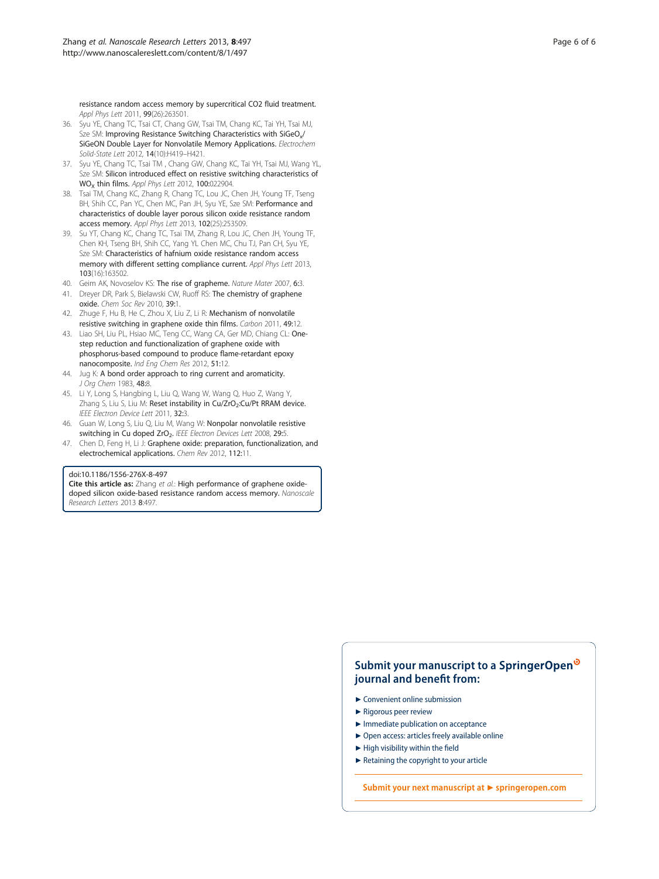resistance random access memory by supercritical CO2 fluid treatment. *Appl Phys Lett* 2011, **99**(26):263501.

36. Syu YE, Chang TC, Tsai CT, Chang GW, Tsai TM, Chang KC, Tai YH, Tsai MJ, Sze SM: Improving Resistance Switching Characteristics with $SiGeO_x$/SiGeON Double Layer for Nonvolatile Memory Applications. *Electrochem Solid-State Lett* 2012, **14**(10):H419–H421.
37. Syu YE, Chang TC, Tsai TM , Chang GW, Chang KC, Tai YH, Tsai MJ, Wang YL, Sze SM: Silicon introduced effect on resistive switching characteristics of $WO_X$ thin films. *Appl Phys Lett* 2012, **100**:022904.
38. Tsai TM, Chang KC, Zhang R, Chang TC, Lou JC, Chen JH, Young TF, Tseng BH, Shih CC, Pan YC, Chen MC, Pan JH, Syu YE, Sze SM: Performance and characteristics of double layer porous silicon oxide resistance random access memory. *Appl Phys Lett* 2013, **102**(25):253509.
39. Su YT, Chang KC, Chang TC, Tsai TM, Zhang R, Lou JC, Chen JH, Young TF, Chen KH, Tseng BH, Shih CC, Yang YL Chen MC, Chu TJ, Pan CH, Syu YE, Sze SM: Characteristics of hafnium oxide resistance random access memory with different setting compliance current. *Appl Phys Lett* 2013, **103**(16):163502.
40. Geim AK, Novoselov KS: The rise of grapheme. *Nature Mater* 2007, **6**:3.
41. Dreyer DR, Park S, Bielawski CW, Ruoff RS: The chemistry of graphene oxide. *Chem Soc Rev* 2010, **39**:1.
42. Zhuge F, Hu B, He C, Zhou X, Liu Z, Li R: Mechanism of nonvolatile resistive switching in graphene oxide thin films. *Carbon* 2011, **49**:12.
43. Liao SH, Liu PL, Hsiao MC, Teng CC, Wang CA, Ger MD, Chiang CL: One-step reduction and functionalization of graphene oxide with phosphorus-based compound to produce flame-retardant epoxy nanocomposite. *Ind Eng Chem Res* 2012, **51**:12.
44. Jug K: A bond order approach to ring current and aromaticity. *J Org Chem* 1983, **48**:8.
45. Li Y, Long S, Hangbing L, Liu Q, Wang W, Wang Q, Huo Z, Wang Y, Zhang S, Liu S, Liu M: Reset instability in Cu/$ZrO_2$:Cu/Pt RRAM device. *IEEE Electron Device Lett* 2011, **32**:3.
46. Guan W, Long S, Liu Q, Liu M, Wang W: Nonpolar nonvolatile resistive switching in Cu doped $ZrO_2$. *IEEE Electron Devices Lett* 2008, **29**:5.
47. Chen D, Feng H, Li J: Graphene oxide: preparation, functionalization, and electrochemical applications. *Chem Rev* 2012, **112**:11.

doi:10.1186/1556-276X-8-497

**Cite this article as:** Zhang *et al.*: High performance of graphene oxide-doped silicon oxide-based resistance random access memory. *Nanoscale Research Letters* 2013 **8**:497.

**Submit your manuscript to a SpringerOpen journal and benefit from:**

- ► Convenient online submission
- ► Rigorous peer review
- ► Immediate publication on acceptance
- ► Open access: articles freely available online
- ► High visibility within the field
- ► Retaining the copyright to your article

**Submit your next manuscript at ► springeropen.com**